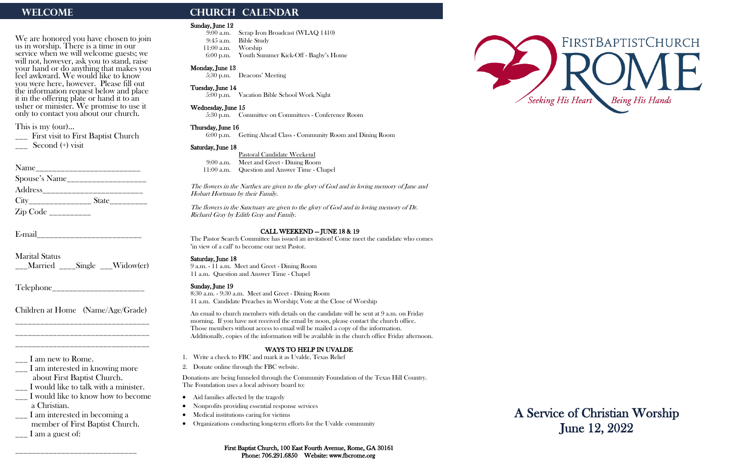## WELCOME

We are honored you have chosen to join us in worship. There is a time in our service when we will welcome guests; we will not, however, ask you to stand, raise your hand or do anything that makes you feel awkward. We would like to know you were here, however. Please fill out the information request below and place it in the offering plate or hand it to an usher or minister. We promise to use it only to contact you about our church.

This is my (our)...
___ First visit to First Baptist Church
___ Second (+) visit

Name_________________________
Spouse's Name___________________
Address________________________
City_______________ State_________
Zip Code __________

E-mail_________________________

Marital Status
___Married ____Single ___Widow(er)

Telephone______________________

Children at Home (Name/Age/Grade)
________________________________
________________________________
________________________________

___ I am new to Rome.
___ I am interested in knowing more about First Baptist Church.
___ I would like to talk with a minister.
___ I would like to know how to become a Christian.
___ I am interested in becoming a member of First Baptist Church.
___ I am a guest of:
______________________________

## CHURCH CALENDAR

**Sunday, June 12**
9:00 a.m. Scrap Iron Broadcast (WLAQ 1410)
9:45 a.m. Bible Study
11:00 a.m. Worship
6:00 p.m. Youth Summer Kick-Off - Bagby's Home

**Monday, June 13**
5:30 p.m. Deacons' Meeting

**Tuesday, June 14**
5:00 p.m. Vacation Bible School Work Night

**Wednesday, June 15**
5:30 p.m. Committee on Committees - Conference Room

**Thursday, June 16**
6:00 p.m. Getting Ahead Class - Community Room and Dining Room

**Saturday, June 18**
Pastoral Candidate Weekend
9:00 a.m. Meet and Greet - Dining Room
11:00 a.m. Question and Answer Time - Chapel

*The flowers in the Narthex are given to the glory of God and in loving memory of Jane and Hobart Hortman by their Family.*

*The flowers in the Sanctuary are given to the glory of God and in loving memory of Dr. Richard Gray by Edith Gray and Family.*

**CALL WEEKEND – JUNE 18 & 19**

The Pastor Search Committee has issued an invitation! Come meet the candidate who comes "in view of a call" to become our next Pastor.

**Saturday, June 18**
9 a.m. - 11 a.m. Meet and Greet - Dining Room
11 a.m. Question and Answer Time - Chapel

**Sunday, June 19**
8:30 a.m. - 9:30 a.m. Meet and Greet - Dining Room
11 a.m. Candidate Preaches in Worship; Vote at the Close of Worship

An email to church members with details on the candidate will be sent at 9 a.m. on Friday morning. If you have not received the email by noon, please contact the church office. Those members without access to email will be mailed a copy of the information. Additionally, copies of the information will be available in the church office Friday afternoon.

**WAYS TO HELP IN UVALDE**

1. Write a check to FBC and mark it as Uvalde, Texas Relief
2. Donate online through the FBC website.

Donations are being funneled through the Community Foundation of the Texas Hill Country. The Foundation uses a local advisory board to:

- Aid families affected by the tragedy
- Nonprofits providing essential response services
- Medical institutions caring for victims
- Organizations conducting long-term efforts for the Uvalde community

**First Baptist Church, 100 East Fourth Avenue, Rome, GA 30161**
**Phone: 706.291.6850 Website: www.fbcrome.org**

FIRST BAPTIST CHURCH ROME
*Seeking His Heart Being His Hands*

# A Service of Christian Worship
# June 12, 2022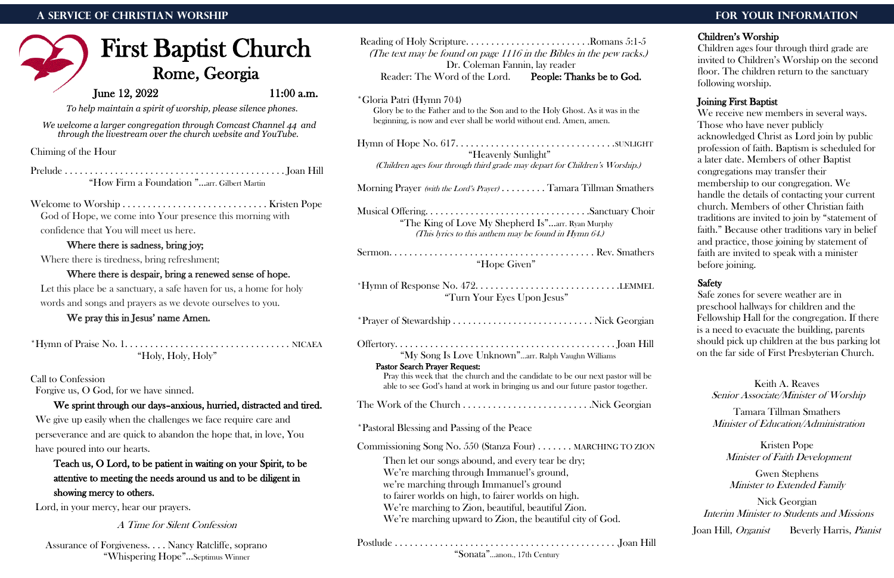## A SERVICE OF CHRISTIAN WORSHIP

# First Baptist Church
## Rome, Georgia

**June 12, 2022** **11:00 a.m.**

*To help maintain a spirit of worship, please silence phones.*

*We welcome a larger congregation through Comcast Channel 44 and through the livestream over the church website and YouTube.*

Chiming of the Hour

Prelude . . . . . . . . . . . . . . . . . . . . . . . . . . . . . . . . . . . . . . . . . . . . Joan Hill
"How Firm a Foundation "...arr. Gilbert Martin

Welcome to Worship . . . . . . . . . . . . . . . . . . . . . . . . . . . . . Kristen Pope

God of Hope, we come into Your presence this morning with confidence that You will meet us here.

**Where there is sadness, bring joy;**

Where there is tiredness, bring refreshment;

**Where there is despair, bring a renewed sense of hope.**

Let this place be a sanctuary, a safe haven for us, a home for holy words and songs and prayers as we devote ourselves to you.

**We pray this in Jesus' name Amen.**

*Hymn of Praise No. 1. . . . . . . . . . . . . . . . . . . . . . . . . . . . . . . . . NICAEA
"Holy, Holy, Holy"

Call to Confession

Forgive us, O God, for we have sinned.

**We sprint through our days–anxious, hurried, distracted and tired.**

We give up easily when the challenges we face require care and perseverance and are quick to abandon the hope that, in love, You have poured into our hearts.

**Teach us, O Lord, to be patient in waiting on your Spirit, to be attentive to meeting the needs around us and to be diligent in showing mercy to others.**

Lord, in your mercy, hear our prayers.

*A Time for Silent Confession*

Assurance of Forgiveness. . . . Nancy Ratcliffe, soprano
"Whispering Hope"...Septimus Winner

Reading of Holy Scripture. . . . . . . . . . . . . . . . . . . . . . . . .Romans 5:1-5
*(The text may be found on page 1116 in the Bibles in the pew racks.)*
Dr. Coleman Fannin, lay reader

Reader: The Word of the Lord. **People: Thanks be to God.**

*Gloria Patri (Hymn 704)

Glory be to the Father and to the Son and to the Holy Ghost. As it was in the beginning, is now and ever shall be world without end. Amen, amen.

Hymn of Hope No. 617. . . . . . . . . . . . . . . . . . . . . . . . . . . . . . . .SUNLIGHT
"Heavenly Sunlight"
*(Children ages four through third grade may depart for Children's Worship.)*

Morning Prayer *(with the Lord's Prayer)* . . . . . . . . . Tamara Tillman Smathers

Musical Offering. . . . . . . . . . . . . . . . . . . . . . . . . . . . . . . . .Sanctuary Choir
"The King of Love My Shepherd Is"...arr. Ryan Murphy
*(This lyrics to this anthem may be found in Hymn 64.)*

Sermon. . . . . . . . . . . . . . . . . . . . . . . . . . . . . . . . . . . . . . . . . Rev. Smathers
"Hope Given"

*Hymn of Response No. 472. . . . . . . . . . . . . . . . . . . . . . . . . . . . .LEMMEL
"Turn Your Eyes Upon Jesus"

*Prayer of Stewardship . . . . . . . . . . . . . . . . . . . . . . . . . . . Nick Georgian

Offertory. . . . . . . . . . . . . . . . . . . . . . . . . . . . . . . . . . . . . . . . . . . . .Joan Hill
"My Song Is Love Unknown"...arr. Ralph Vaughn Williams

**Pastor Search Prayer Request:**
Pray this week that the church and the candidate to be our next pastor will be able to see God's hand at work in bringing us and our future pastor together.

The Work of the Church . . . . . . . . . . . . . . . . . . . . . . . . .Nick Georgian

*Pastoral Blessing and Passing of the Peace

Commissioning Song No. 550 (Stanza Four) . . . . . . . MARCHING TO ZION

Then let our songs abound, and every tear be dry;
We're marching through Immanuel's ground,
we're marching through Immanuel's ground
to fairer worlds on high, to fairer worlds on high.
We're marching to Zion, beautiful, beautiful Zion.
We're marching upward to Zion, the beautiful city of God.

Postlude . . . . . . . . . . . . . . . . . . . . . . . . . . . . . . . . . . . . . . . . . . . . Joan Hill
"Sonata"...anon., 17th Century

## FOR YOUR INFORMATION

**Children's Worship**
Children ages four through third grade are invited to Children's Worship on the second floor. The children return to the sanctuary following worship.

**Joining First Baptist**
We receive new members in several ways. Those who have never publicly acknowledged Christ as Lord join by public profession of faith. Baptism is scheduled for a later date. Members of other Baptist congregations may transfer their membership to our congregation. We handle the details of contacting your current church. Members of other Christian faith traditions are invited to join by "statement of faith." Because other traditions vary in belief and practice, those joining by statement of faith are invited to speak with a minister before joining.

**Safety**
Safe zones for severe weather are in preschool hallways for children and the Fellowship Hall for the congregation. If there is a need to evacuate the building, parents should pick up children at the bus parking lot on the far side of First Presbyterian Church.

Keith A. Reaves
*Senior Associate/Minister of Worship*

Tamara Tillman Smathers
*Minister of Education/Administration*

Kristen Pope
*Minister of Faith Development*

Gwen Stephens
*Minister to Extended Family*

Nick Georgian
*Interim Minister to Students and Missions*

Joan Hill, *Organist* Beverly Harris, *Pianist*